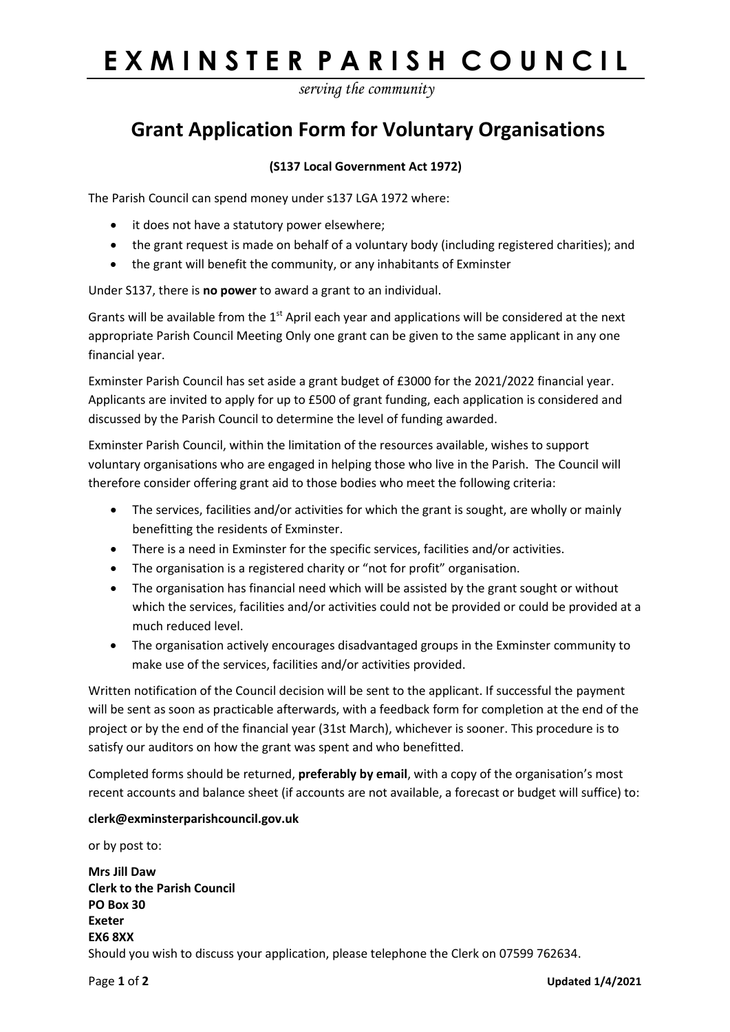# EXMINSTER PARISH COUNCIL

*serving the community*

## Grant Application Form for Voluntary Organisations

**(S137 Local Government Act 1972)**

The Parish Council can spend money under s137 LGA 1972 where:

- it does not have a statutory power elsewhere;
- the grant request is made on behalf of a voluntary body (including registered charities); and
- the grant will benefit the community, or any inhabitants of Exminster

Under S137, there is **no power** to award a grant to an individual.

Grants will be available from the 1st April each year and applications will be considered at the next appropriate Parish Council Meeting Only one grant can be given to the same applicant in any one financial year.

Exminster Parish Council has set aside a grant budget of £3000 for the 2021/2022 financial year. Applicants are invited to apply for up to £500 of grant funding, each application is considered and discussed by the Parish Council to determine the level of funding awarded.

Exminster Parish Council, within the limitation of the resources available, wishes to support voluntary organisations who are engaged in helping those who live in the Parish. The Council will therefore consider offering grant aid to those bodies who meet the following criteria:

- The services, facilities and/or activities for which the grant is sought, are wholly or mainly benefitting the residents of Exminster.
- There is a need in Exminster for the specific services, facilities and/or activities.
- The organisation is a registered charity or "not for profit" organisation.
- The organisation has financial need which will be assisted by the grant sought or without which the services, facilities and/or activities could not be provided or could be provided at a much reduced level.
- The organisation actively encourages disadvantaged groups in the Exminster community to make use of the services, facilities and/or activities provided.

Written notification of the Council decision will be sent to the applicant. If successful the payment will be sent as soon as practicable afterwards, with a feedback form for completion at the end of the project or by the end of the financial year (31st March), whichever is sooner. This procedure is to satisfy our auditors on how the grant was spent and who benefitted.

Completed forms should be returned, **preferably by email**, with a copy of the organisation's most recent accounts and balance sheet (if accounts are not available, a forecast or budget will suffice) to:

**clerk@exminsterparishcouncil.gov.uk**

or by post to:

**Mrs Jill Daw**
**Clerk to the Parish Council**
**PO Box 30**
**Exeter**
**EX6 8XX**

Should you wish to discuss your application, please telephone the Clerk on 07599 762634.

**Updated 1/4/2021**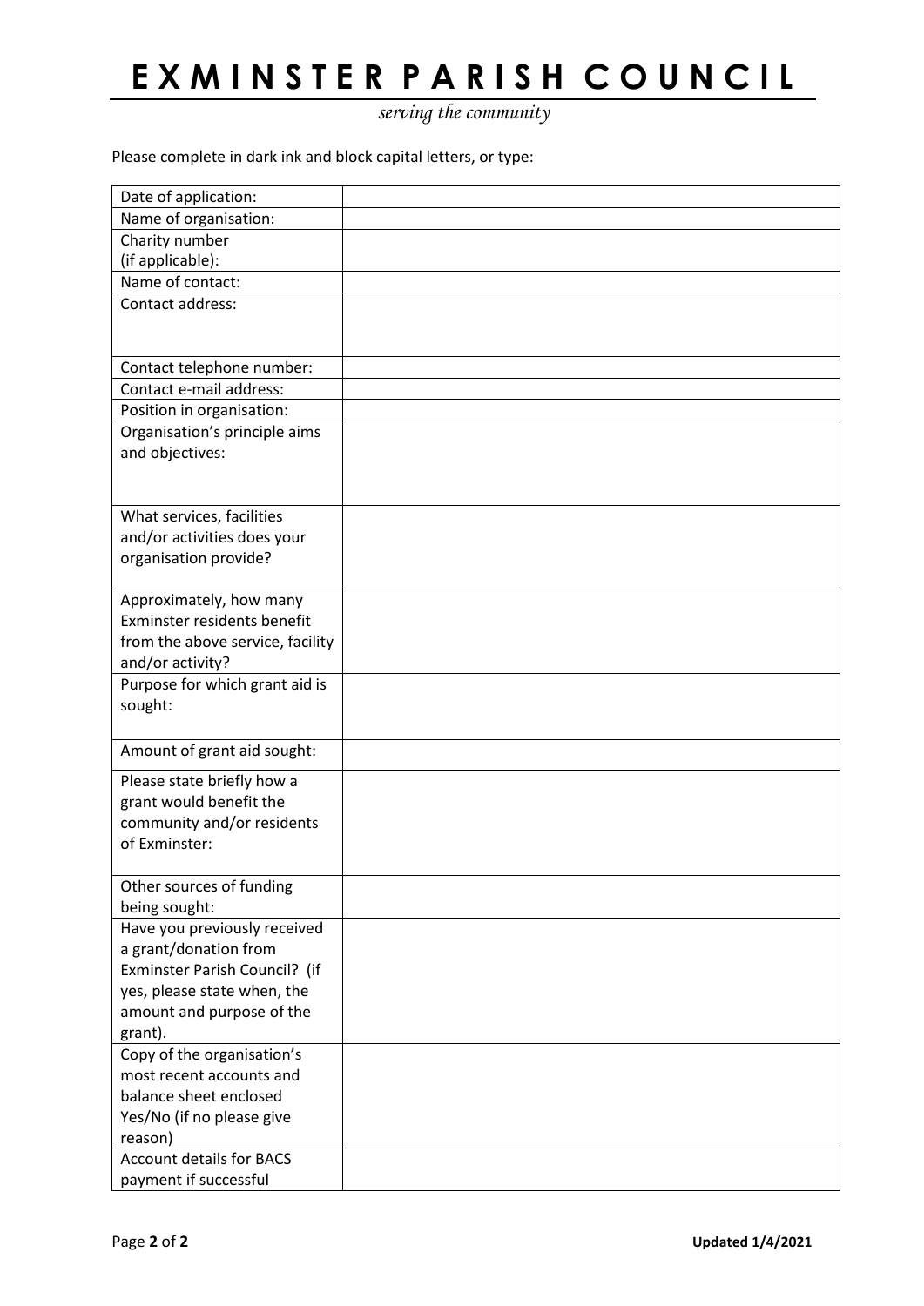# EXMINSTER PARISH COUNCIL

*serving the community*

Please complete in dark ink and block capital letters, or type:

| | |
|---|---|
| Date of application: | |
| Name of organisation: | |
| Charity number (if applicable): | |
| Name of contact: | |
| Contact address: | |
| Contact telephone number: | |
| Contact e-mail address: | |
| Position in organisation: | |
| Organisation's principle aims and objectives: | |
| What services, facilities and/or activities does your organisation provide? | |
| Approximately, how many Exminster residents benefit from the above service, facility and/or activity? | |
| Purpose for which grant aid is sought: | |
| Amount of grant aid sought: | |
| Please state briefly how a grant would benefit the community and/or residents of Exminster: | |
| Other sources of funding being sought: | |
| Have you previously received a grant/donation from Exminster Parish Council? (if yes, please state when, the amount and purpose of the grant). | |
| Copy of the organisation's most recent accounts and balance sheet enclosed Yes/No (if no please give reason) | |
| Account details for BACS payment if successful | |

**Updated 1/4/2021**